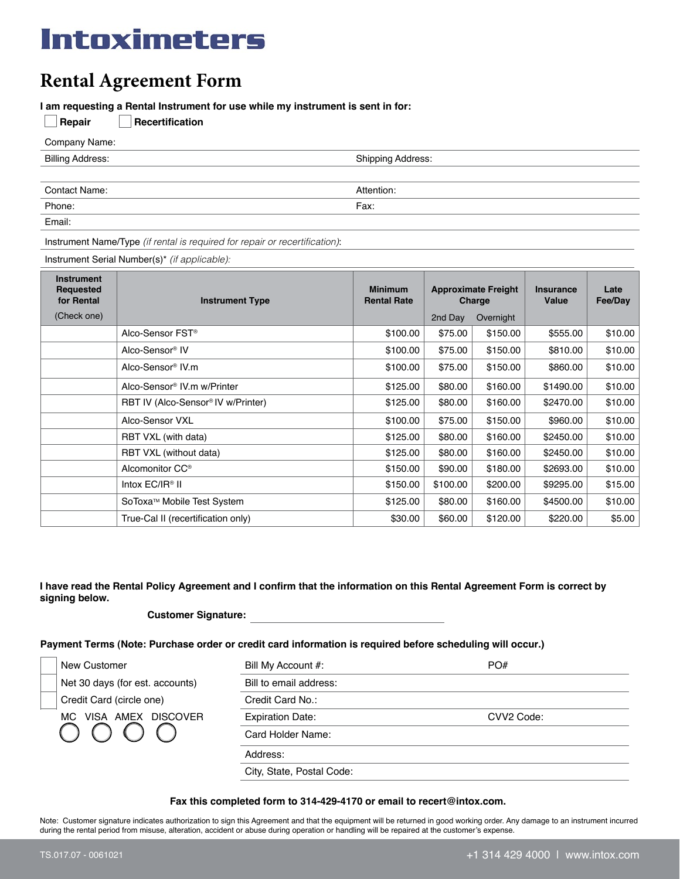# Intoximeters

## Rental Agreement Form

**I am requesting a Rental Instrument for use while my instrument is sent in for:**

☐ **Repair** ☐ **Recertification**

Company Name:

Billing Address: Shipping Address:

Contact Name: Attention:

Phone: Fax:

Email:

Instrument Name/Type *(if rental is required for repair or recertification)*:

Instrument Serial Number(s)* *(if applicable):*

| Instrument Requested for Rental (Check one) | Instrument Type | Minimum Rental Rate | Approximate Freight Charge | | Insurance Value | Late Fee/Day |
|---|---|---|---|---|---|---|
| | | | 2nd Day | Overnight | | |
| | Alco-Sensor FST® | $100.00 | $75.00 | $150.00 | $555.00 | $10.00 |
| | Alco-Sensor® IV | $100.00 | $75.00 | $150.00 | $810.00 | $10.00 |
| | Alco-Sensor® IV.m | $100.00 | $75.00 | $150.00 | $860.00 | $10.00 |
| | Alco-Sensor® IV.m w/Printer | $125.00 | $80.00 | $160.00 | $1490.00 | $10.00 |
| | RBT IV (Alco-Sensor® IV w/Printer) | $125.00 | $80.00 | $160.00 | $2470.00 | $10.00 |
| | Alco-Sensor VXL | $100.00 | $75.00 | $150.00 | $960.00 | $10.00 |
| | RBT VXL (with data) | $125.00 | $80.00 | $160.00 | $2450.00 | $10.00 |
| | RBT VXL (without data) | $125.00 | $80.00 | $160.00 | $2450.00 | $10.00 |
| | Alcomonitor CC® | $150.00 | $90.00 | $180.00 | $2693.00 | $10.00 |
| | Intox EC/IR® II | $150.00 | $100.00 | $200.00 | $9295.00 | $15.00 |
| | SoToxa™ Mobile Test System | $125.00 | $80.00 | $160.00 | $4500.00 | $10.00 |
| | True-Cal II (recertification only) | $30.00 | $60.00 | $120.00 | $220.00 | $5.00 |

**I have read the Rental Policy Agreement and I confirm that the information on this Rental Agreement Form is correct by signing below.**

**Customer Signature:** ______________________________

**Payment Terms (Note: Purchase order or credit card information is required before scheduling will occur.)**

☐ New Customer

☐ Net 30 days (for est. accounts)

☐ Credit Card (circle one)

MC VISA AMEX DISCOVER

Bill My Account #: PO#

Bill to email address:

Credit Card No.:

Expiration Date: CVV2 Code:

Card Holder Name:

Address:

City, State, Postal Code:

**Fax this completed form to 314-429-4170 or email to recert@intox.com.**

Note: Customer signature indicates authorization to sign this Agreement and that the equipment will be returned in good working order. Any damage to an instrument incurred during the rental period from misuse, alteration, accident or abuse during operation or handling will be repaired at the customer's expense.

TS.017.07 - 0061021

+1 314 429 4000 | www.intox.com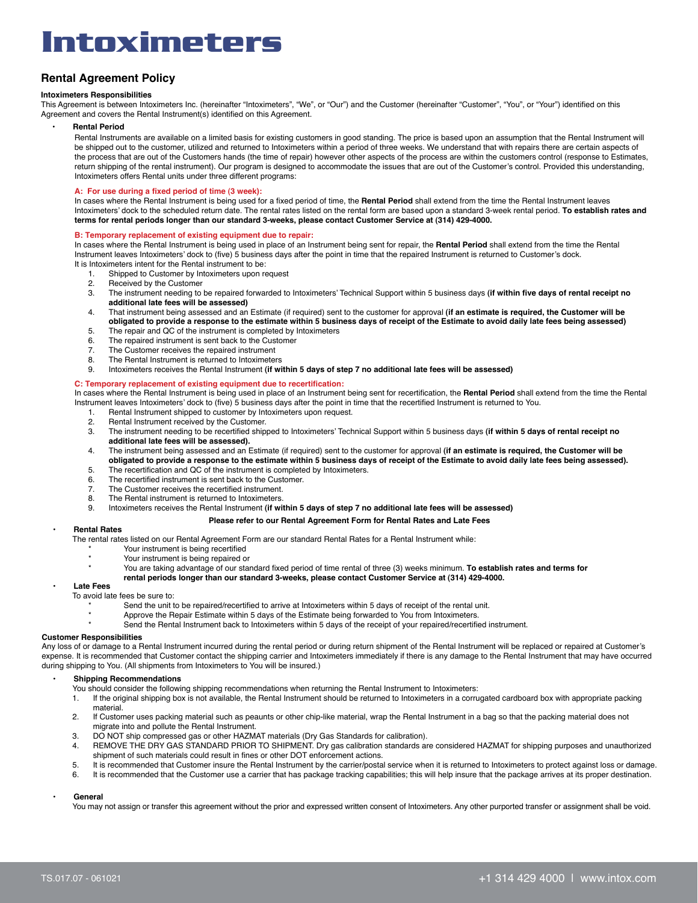# Intoximeters

## Rental Agreement Policy

**Intoximeters Responsibilities**

This Agreement is between Intoximeters Inc. (hereinafter "Intoximeters", "We", or "Our") and the Customer (hereinafter "Customer", "You", or "Your") identified on this Agreement and covers the Rental Instrument(s) identified on this Agreement.

- **Rental Period**

  Rental Instruments are available on a limited basis for existing customers in good standing. The price is based upon an assumption that the Rental Instrument will be shipped out to the customer, utilized and returned to Intoximeters within a period of three weeks. We understand that with repairs there are certain aspects of the process that are out of the Customers hands (the time of repair) however other aspects of the process are within the customers control (response to Estimates, return shipping of the rental instrument). Our program is designed to accommodate the issues that are out of the Customer's control. Provided this understanding, Intoximeters offers Rental units under three different programs:

  **A: For use during a fixed period of time (3 week):**

  In cases where the Rental Instrument is being used for a fixed period of time, the **Rental Period** shall extend from the time the Rental Instrument leaves Intoximeters' dock to the scheduled return date. The rental rates listed on the rental form are based upon a standard 3-week rental period. **To establish rates and terms for rental periods longer than our standard 3-weeks, please contact Customer Service at (314) 429-4000.**

  **B: Temporary replacement of existing equipment due to repair:**

  In cases where the Rental Instrument is being used in place of an Instrument being sent for repair, the **Rental Period** shall extend from the time the Rental Instrument leaves Intoximeters' dock to (five) 5 business days after the point in time that the repaired Instrument is returned to Customer's dock.

  It is Intoximeters intent for the Rental instrument to be:

  1. Shipped to Customer by Intoximeters upon request
  2. Received by the Customer
  3. The instrument needing to be repaired forwarded to Intoximeters' Technical Support within 5 business days **(if within five days of rental receipt no additional late fees will be assessed)**
  4. That instrument being assessed and an Estimate (if required) sent to the customer for approval **(if an estimate is required, the Customer will be obligated to provide a response to the estimate within 5 business days of receipt of the Estimate to avoid daily late fees being assessed)**
  5. The repair and QC of the instrument is completed by Intoximeters
  6. The repaired instrument is sent back to the Customer
  7. The Customer receives the repaired instrument
  8. The Rental Instrument is returned to Intoximeters
  9. Intoximeters receives the Rental Instrument **(if within 5 days of step 7 no additional late fees will be assessed)**

  **C: Temporary replacement of existing equipment due to recertification:**

  In cases where the Rental Instrument is being used in place of an Instrument being sent for recertification, the **Rental Period** shall extend from the time the Rental Instrument leaves Intoximeters' dock to (five) 5 business days after the point in time that the recertified Instrument is returned to You.

  1. Rental Instrument shipped to customer by Intoximeters upon request.
  2. Rental Instrument received by the Customer.
  3. The instrument needing to be recertified shipped to Intoximeters' Technical Support within 5 business days **(if within 5 days of rental receipt no additional late fees will be assessed).**
  4. The instrument being assessed and an Estimate (if required) sent to the customer for approval **(if an estimate is required, the Customer will be obligated to provide a response to the estimate within 5 business days of receipt of the Estimate to avoid daily late fees being assessed).**
  5. The recertification and QC of the instrument is completed by Intoximeters.
  6. The recertified instrument is sent back to the Customer.
  7. The Customer receives the recertified instrument.
  8. The Rental instrument is returned to Intoximeters.
  9. Intoximeters receives the Rental Instrument **(if within 5 days of step 7 no additional late fees will be assessed)**

  **Please refer to our Rental Agreement Form for Rental Rates and Late Fees**

- **Rental Rates**

  The rental rates listed on our Rental Agreement Form are our standard Rental Rates for a Rental Instrument while:

  * Your instrument is being recertified
  * Your instrument is being repaired or
  * You are taking advantage of our standard fixed period of time rental of three (3) weeks minimum. **To establish rates and terms for rental periods longer than our standard 3-weeks, please contact Customer Service at (314) 429-4000.**

- **Late Fees**

  To avoid late fees be sure to:

  * Send the unit to be repaired/recertified to arrive at Intoximeters within 5 days of receipt of the rental unit.
  * Approve the Repair Estimate within 5 days of the Estimate being forwarded to You from Intoximeters.
  * Send the Rental Instrument back to Intoximeters within 5 days of the receipt of your repaired/recertified instrument.

**Customer Responsibilities**

Any loss of or damage to a Rental Instrument incurred during the rental period or during return shipment of the Rental Instrument will be replaced or repaired at Customer's expense. It is recommended that Customer contact the shipping carrier and Intoximeters immediately if there is any damage to the Rental Instrument that may have occurred during shipping to You. (All shipments from Intoximeters to You will be insured.)

- **Shipping Recommendations**

  You should consider the following shipping recommendations when returning the Rental Instrument to Intoximeters:

  1. If the original shipping box is not available, the Rental Instrument should be returned to Intoximeters in a corrugated cardboard box with appropriate packing material.
  2. If Customer uses packing material such as peaunts or other chip-like material, wrap the Rental Instrument in a bag so that the packing material does not migrate into and pollute the Rental Instrument.
  3. DO NOT ship compressed gas or other HAZMAT materials (Dry Gas Standards for calibration).
  4. REMOVE THE DRY GAS STANDARD PRIOR TO SHIPMENT. Dry gas calibration standards are considered HAZMAT for shipping purposes and unauthorized shipment of such materials could result in fines or other DOT enforcement actions.
  5. It is recommended that Customer insure the Rental Instrument by the carrier/postal service when it is returned to Intoximeters to protect against loss or damage.
  6. It is recommended that the Customer use a carrier that has package tracking capabilities; this will help insure that the package arrives at its proper destination.

- **General**

  You may not assign or transfer this agreement without the prior and expressed written consent of Intoximeters. Any other purported transfer or assignment shall be void.

TS.017.07 - 061021

+1 314 429 4000 | www.intox.com